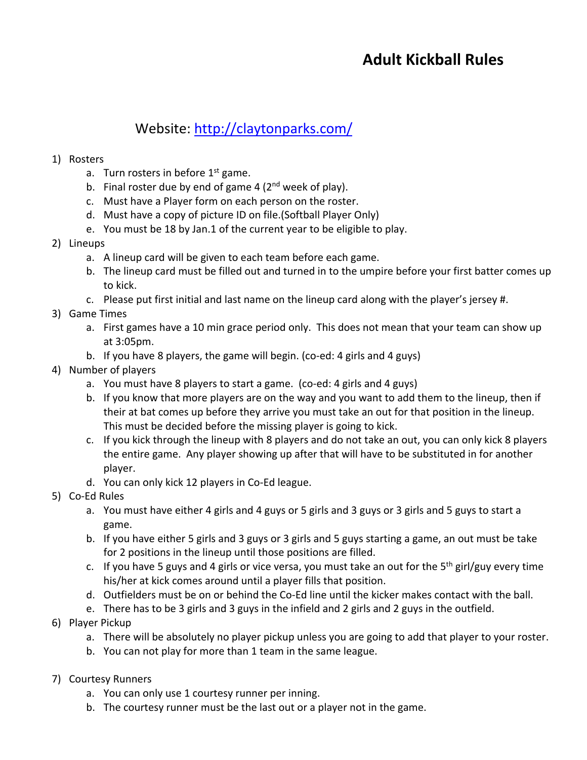# Adult Kickball Rules

Website: [http://claytonparks.com/](http://claytonparks.com/)

1) Rosters
   a. Turn rosters in before 1st game.
   b. Final roster due by end of game 4 (2nd week of play).
   c. Must have a Player form on each person on the roster.
   d. Must have a copy of picture ID on file.(Softball Player Only)
   e. You must be 18 by Jan.1 of the current year to be eligible to play.
2) Lineups
   a. A lineup card will be given to each team before each game.
   b. The lineup card must be filled out and turned in to the umpire before your first batter comes up to kick.
   c. Please put first initial and last name on the lineup card along with the player's jersey #.
3) Game Times
   a. First games have a 10 min grace period only. This does not mean that your team can show up at 3:05pm.
   b. If you have 8 players, the game will begin. (co-ed: 4 girls and 4 guys)
4) Number of players
   a. You must have 8 players to start a game. (co-ed: 4 girls and 4 guys)
   b. If you know that more players are on the way and you want to add them to the lineup, then if their at bat comes up before they arrive you must take an out for that position in the lineup. This must be decided before the missing player is going to kick.
   c. If you kick through the lineup with 8 players and do not take an out, you can only kick 8 players the entire game. Any player showing up after that will have to be substituted in for another player.
   d. You can only kick 12 players in Co-Ed league.
5) Co-Ed Rules
   a. You must have either 4 girls and 4 guys or 5 girls and 3 guys or 3 girls and 5 guys to start a game.
   b. If you have either 5 girls and 3 guys or 3 girls and 5 guys starting a game, an out must be take for 2 positions in the lineup until those positions are filled.
   c. If you have 5 guys and 4 girls or vice versa, you must take an out for the 5th girl/guy every time his/her at kick comes around until a player fills that position.
   d. Outfielders must be on or behind the Co-Ed line until the kicker makes contact with the ball.
   e. There has to be 3 girls and 3 guys in the infield and 2 girls and 2 guys in the outfield.
6) Player Pickup
   a. There will be absolutely no player pickup unless you are going to add that player to your roster.
   b. You can not play for more than 1 team in the same league.
7) Courtesy Runners
   a. You can only use 1 courtesy runner per inning.
   b. The courtesy runner must be the last out or a player not in the game.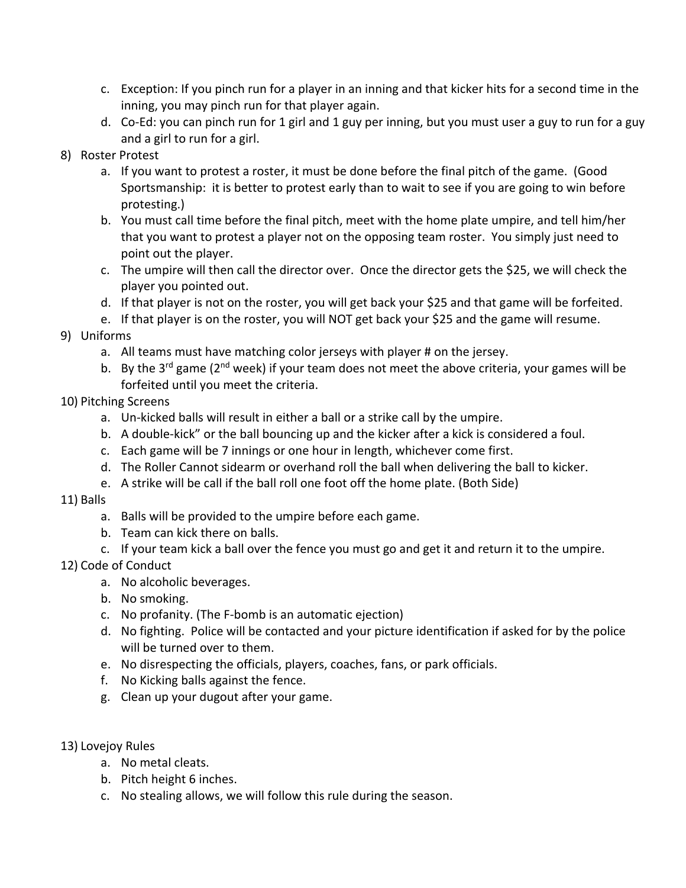c. Exception: If you pinch run for a player in an inning and that kicker hits for a second time in the inning, you may pinch run for that player again.

d. Co-Ed: you can pinch run for 1 girl and 1 guy per inning, but you must user a guy to run for a guy and a girl to run for a girl.

8) Roster Protest
   a. If you want to protest a roster, it must be done before the final pitch of the game. (Good Sportsmanship: it is better to protest early than to wait to see if you are going to win before protesting.)
   b. You must call time before the final pitch, meet with the home plate umpire, and tell him/her that you want to protest a player not on the opposing team roster. You simply just need to point out the player.
   c. The umpire will then call the director over. Once the director gets the $25, we will check the player you pointed out.
   d. If that player is not on the roster, you will get back your $25 and that game will be forfeited.
   e. If that player is on the roster, you will NOT get back your $25 and the game will resume.

9) Uniforms
   a. All teams must have matching color jerseys with player # on the jersey.
   b. By the 3rd game (2nd week) if your team does not meet the above criteria, your games will be forfeited until you meet the criteria.

10) Pitching Screens
   a. Un-kicked balls will result in either a ball or a strike call by the umpire.
   b. A double-kick" or the ball bouncing up and the kicker after a kick is considered a foul.
   c. Each game will be 7 innings or one hour in length, whichever come first.
   d. The Roller Cannot sidearm or overhand roll the ball when delivering the ball to kicker.
   e. A strike will be call if the ball roll one foot off the home plate. (Both Side)

11) Balls
   a. Balls will be provided to the umpire before each game.
   b. Team can kick there on balls.
   c. If your team kick a ball over the fence you must go and get it and return it to the umpire.

12) Code of Conduct
   a. No alcoholic beverages.
   b. No smoking.
   c. No profanity. (The F-bomb is an automatic ejection)
   d. No fighting. Police will be contacted and your picture identification if asked for by the police will be turned over to them.
   e. No disrespecting the officials, players, coaches, fans, or park officials.
   f. No Kicking balls against the fence.
   g. Clean up your dugout after your game.

13) Lovejoy Rules
   a. No metal cleats.
   b. Pitch height 6 inches.
   c. No stealing allows, we will follow this rule during the season.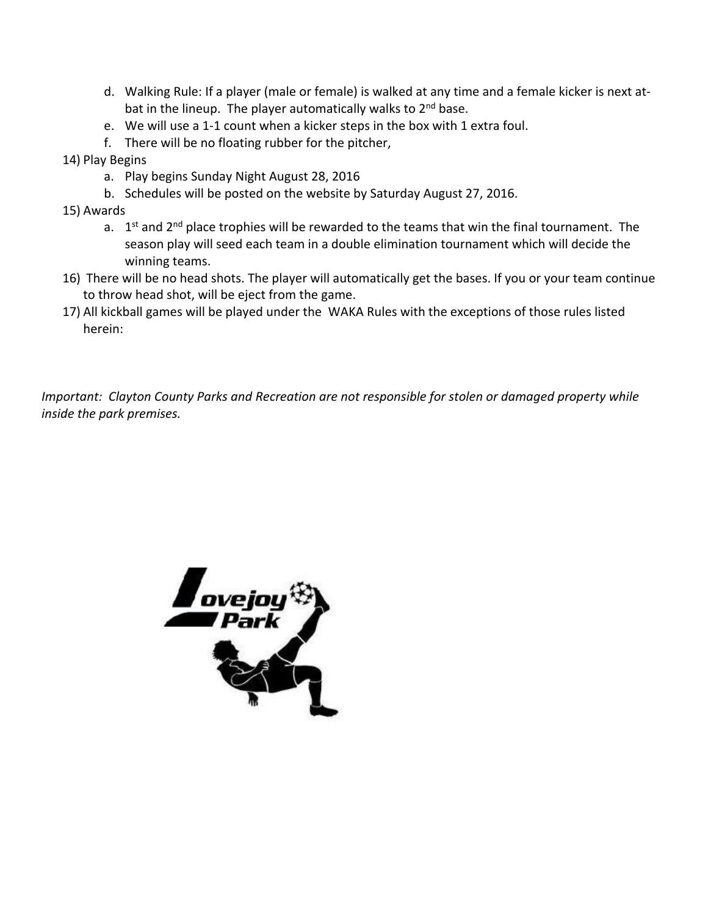d. Walking Rule: If a player (male or female) is walked at any time and a female kicker is next at-bat in the lineup. The player automatically walks to 2nd base.
e. We will use a 1-1 count when a kicker steps in the box with 1 extra foul.
f. There will be no floating rubber for the pitcher,

14) Play Begins
    a. Play begins Sunday Night August 28, 2016
    b. Schedules will be posted on the website by Saturday August 27, 2016.
15) Awards
    a. 1st and 2nd place trophies will be rewarded to the teams that win the final tournament. The season play will seed each team in a double elimination tournament which will decide the winning teams.
16) There will be no head shots. The player will automatically get the bases. If you or your team continue to throw head shot, will be eject from the game.
17) All kickball games will be played under the WAKA Rules with the exceptions of those rules listed herein:

*Important: Clayton County Parks and Recreation are not responsible for stolen or damaged property while inside the park premises.*

Lovejoy Park